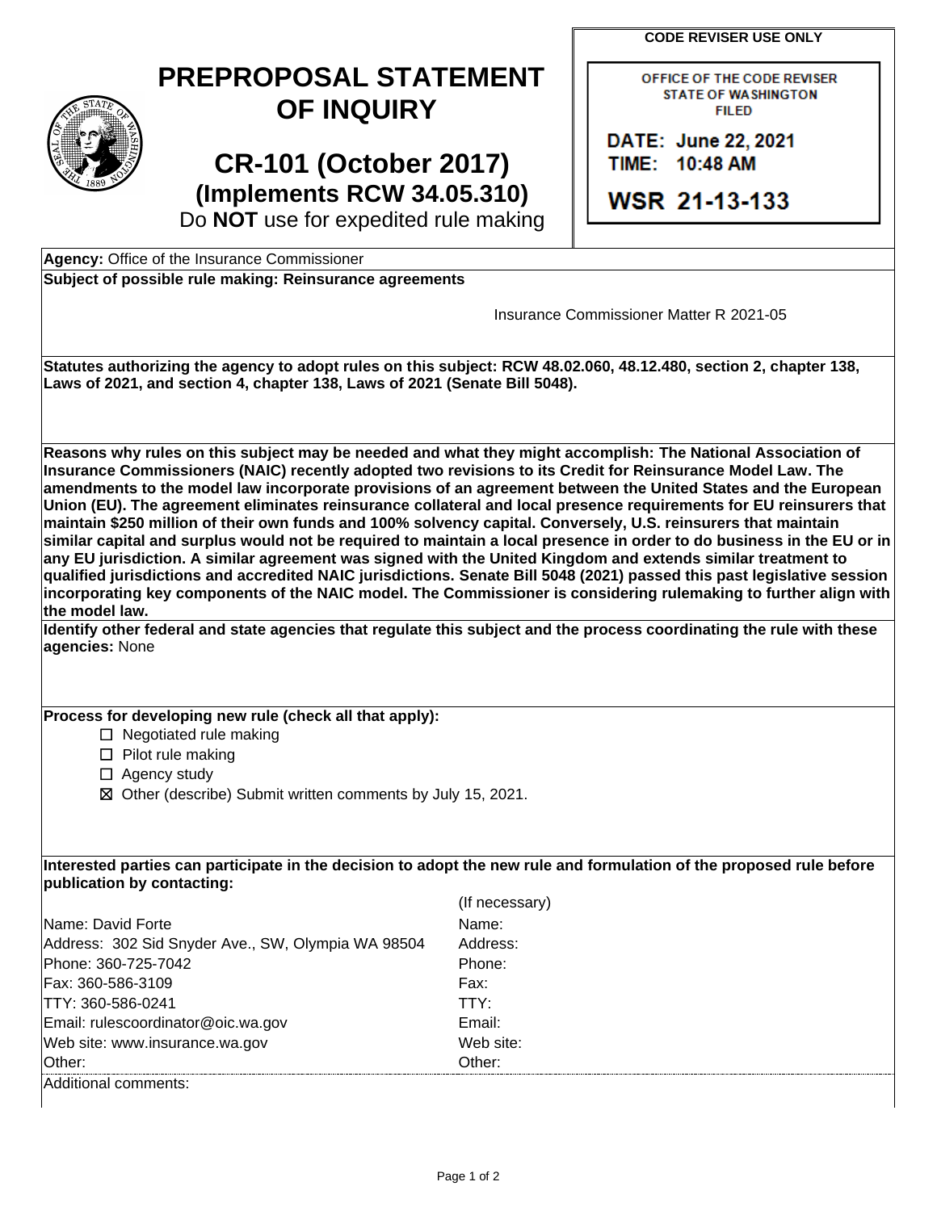# PREPROPOSAL STATEMENT OF INQUIRY

## CR-101 (October 2017)
### (Implements RCW 34.05.310)
Do **NOT** use for expedited rule making

**CODE REVISER USE ONLY**

OFFICE OF THE CODE REVISER
STATE OF WASHINGTON
FILED

DATE: June 22, 2021
TIME: 10:48 AM

WSR 21-13-133

**Agency:** Office of the Insurance Commissioner

**Subject of possible rule making: Reinsurance agreements**

Insurance Commissioner Matter R 2021-05

**Statutes authorizing the agency to adopt rules on this subject: RCW 48.02.060, 48.12.480, section 2, chapter 138, Laws of 2021, and section 4, chapter 138, Laws of 2021 (Senate Bill 5048).**

**Reasons why rules on this subject may be needed and what they might accomplish: The National Association of Insurance Commissioners (NAIC) recently adopted two revisions to its Credit for Reinsurance Model Law. The amendments to the model law incorporate provisions of an agreement between the United States and the European Union (EU). The agreement eliminates reinsurance collateral and local presence requirements for EU reinsurers that maintain $250 million of their own funds and 100% solvency capital. Conversely, U.S. reinsurers that maintain similar capital and surplus would not be required to maintain a local presence in order to do business in the EU or in any EU jurisdiction. A similar agreement was signed with the United Kingdom and extends similar treatment to qualified jurisdictions and accredited NAIC jurisdictions. Senate Bill 5048 (2021) passed this past legislative session incorporating key components of the NAIC model. The Commissioner is considering rulemaking to further align with the model law.**

**Identify other federal and state agencies that regulate this subject and the process coordinating the rule with these agencies:** None

**Process for developing new rule (check all that apply):**

- ☐ Negotiated rule making
- ☐ Pilot rule making
- ☐ Agency study
- ☒ Other (describe) Submit written comments by July 15, 2021.

**Interested parties can participate in the decision to adopt the new rule and formulation of the proposed rule before publication by contacting:**

| | (If necessary) |
|---|---|
| Name: David Forte | Name: |
| Address: 302 Sid Snyder Ave., SW, Olympia WA 98504 | Address: |
| Phone: 360-725-7042 | Phone: |
| Fax: 360-586-3109 | Fax: |
| TTY: 360-586-0241 | TTY: |
| Email: rulescoordinator@oic.wa.gov | Email: |
| Web site: www.insurance.wa.gov | Web site: |
| Other: | Other: |

Additional comments: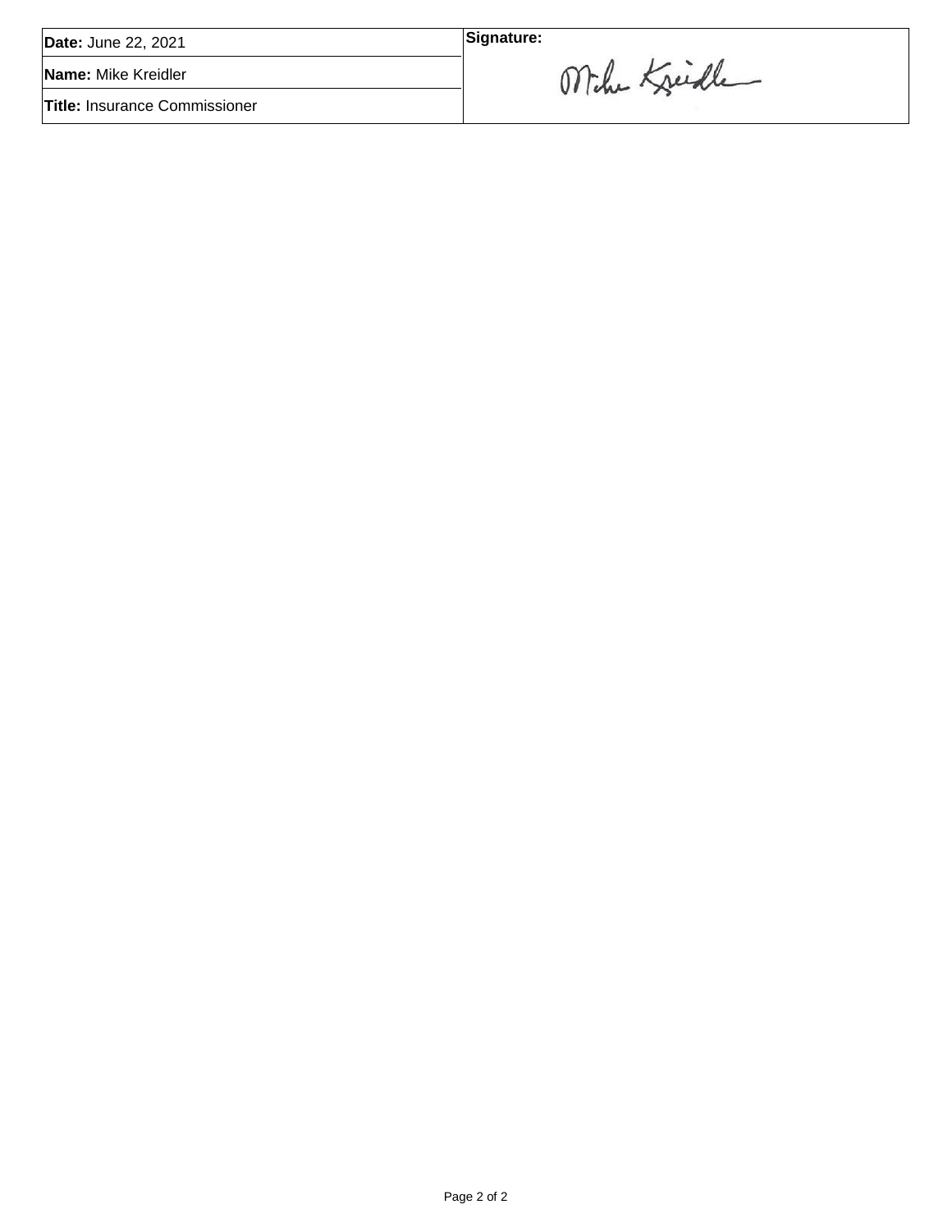| | |
|---|---|
| **Date:** June 22, 2021 | **Signature:** |
| **Name:** Mike Kreidler | Mike Kreidler |
| **Title:** Insurance Commissioner | |